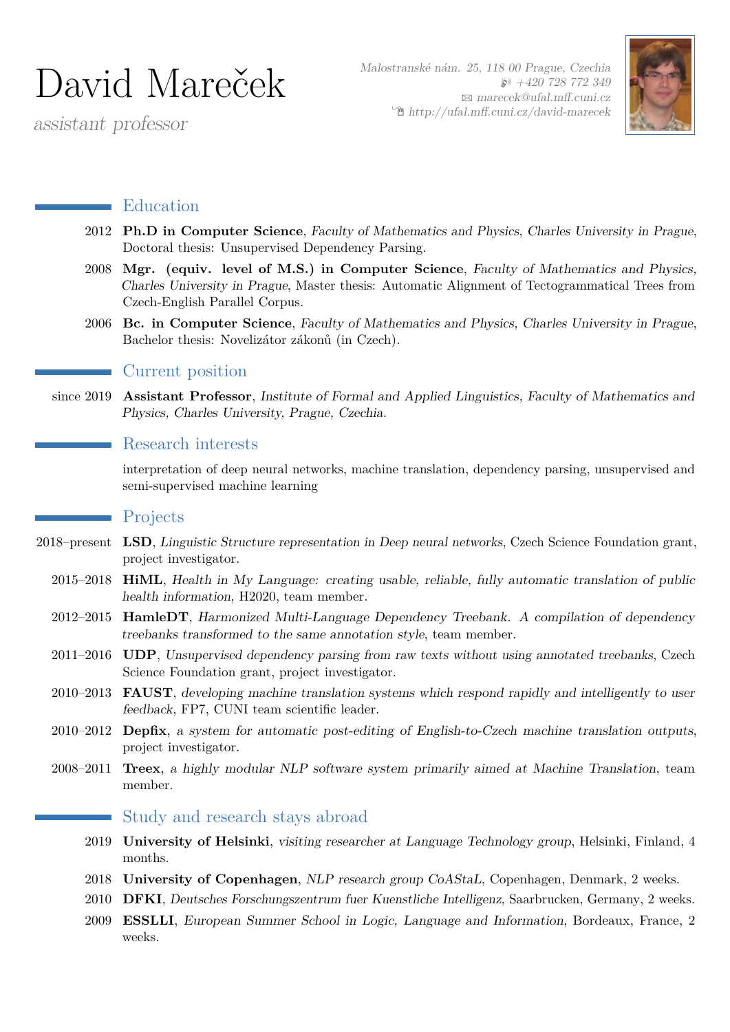# David Mareček

*assistant professor*

*Malostranské nám. 25, 118 00 Prague, Czechia*
*+420 728 772 349*
*marecek@ufal.mff.cuni.cz*
*http://ufal.mff.cuni.cz/david-marecek*

## Education

2012 **Ph.D in Computer Science**, *Faculty of Mathematics and Physics, Charles University in Prague*, Doctoral thesis: Unsupervised Dependency Parsing.

2008 **Mgr. (equiv. level of M.S.) in Computer Science**, *Faculty of Mathematics and Physics, Charles University in Prague*, Master thesis: Automatic Alignment of Tectogrammatical Trees from Czech-English Parallel Corpus.

2006 **Bc. in Computer Science**, *Faculty of Mathematics and Physics, Charles University in Prague*, Bachelor thesis: Novelizátor zákonů (in Czech).

## Current position

since 2019 **Assistant Professor**, *Institute of Formal and Applied Linguistics, Faculty of Mathematics and Physics, Charles University, Prague, Czechia*.

## Research interests

interpretation of deep neural networks, machine translation, dependency parsing, unsupervised and semi-supervised machine learning

## Projects

2018–present **LSD**, *Linguistic Structure representation in Deep neural networks*, Czech Science Foundation grant, project investigator.

2015–2018 **HiML**, *Health in My Language: creating usable, reliable, fully automatic translation of public health information*, H2020, team member.

2012–2015 **HamleDT**, *Harmonized Multi-Language Dependency Treebank. A compilation of dependency treebanks transformed to the same annotation style*, team member.

2011–2016 **UDP**, *Unsupervised dependency parsing from raw texts without using annotated treebanks*, Czech Science Foundation grant, project investigator.

2010–2013 **FAUST**, *developing machine translation systems which respond rapidly and intelligently to user feedback*, FP7, CUNI team scientific leader.

2010–2012 **Depfix**, *a system for automatic post-editing of English-to-Czech machine translation outputs*, project investigator.

2008–2011 **Treex**, *a highly modular NLP software system primarily aimed at Machine Translation*, team member.

## Study and research stays abroad

2019 **University of Helsinki**, *visiting researcher at Language Technology group*, Helsinki, Finland, 4 months.

2018 **University of Copenhagen**, *NLP research group CoAStaL*, Copenhagen, Denmark, 2 weeks.

2010 **DFKI**, *Deutsches Forschungszentrum fuer Kuenstliche Intelligenz*, Saarbrucken, Germany, 2 weeks.

2009 **ESSLLI**, *European Summer School in Logic, Language and Information*, Bordeaux, France, 2 weeks.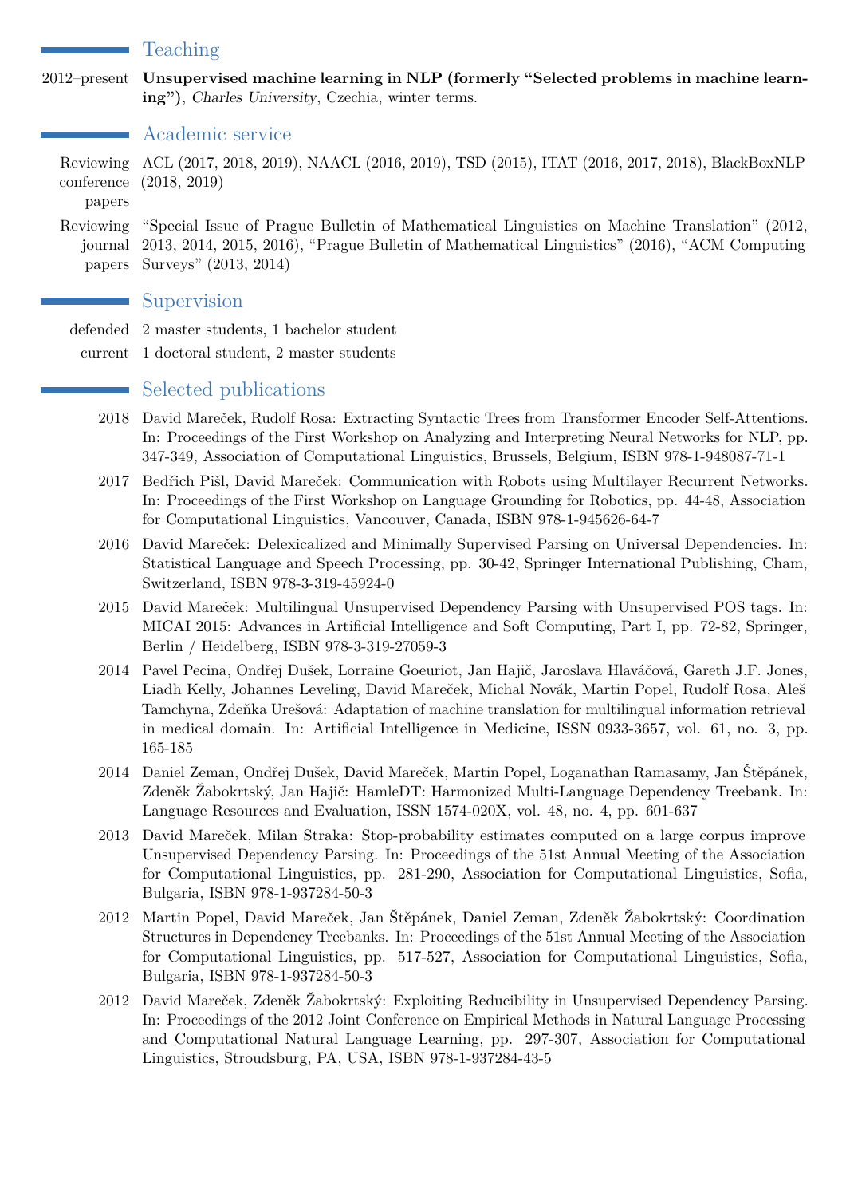## Teaching

2012–present **Unsupervised machine learning in NLP (formerly "Selected problems in machine learning")**, *Charles University*, Czechia, winter terms.

## Academic service

Reviewing conference papers: ACL (2017, 2018, 2019), NAACL (2016, 2019), TSD (2015), ITAT (2016, 2017, 2018), BlackBoxNLP (2018, 2019)

Reviewing journal papers: "Special Issue of Prague Bulletin of Mathematical Linguistics on Machine Translation" (2012, 2013, 2014, 2015, 2016), "Prague Bulletin of Mathematical Linguistics" (2016), "ACM Computing Surveys" (2013, 2014)

## Supervision

defended: 2 master students, 1 bachelor student

current: 1 doctoral student, 2 master students

## Selected publications

2018 David Mareček, Rudolf Rosa: Extracting Syntactic Trees from Transformer Encoder Self-Attentions. In: Proceedings of the First Workshop on Analyzing and Interpreting Neural Networks for NLP, pp. 347-349, Association of Computational Linguistics, Brussels, Belgium, ISBN 978-1-948087-71-1

2017 Bedřich Pišl, David Mareček: Communication with Robots using Multilayer Recurrent Networks. In: Proceedings of the First Workshop on Language Grounding for Robotics, pp. 44-48, Association for Computational Linguistics, Vancouver, Canada, ISBN 978-1-945626-64-7

2016 David Mareček: Delexicalized and Minimally Supervised Parsing on Universal Dependencies. In: Statistical Language and Speech Processing, pp. 30-42, Springer International Publishing, Cham, Switzerland, ISBN 978-3-319-45924-0

2015 David Mareček: Multilingual Unsupervised Dependency Parsing with Unsupervised POS tags. In: MICAI 2015: Advances in Artificial Intelligence and Soft Computing, Part I, pp. 72-82, Springer, Berlin / Heidelberg, ISBN 978-3-319-27059-3

2014 Pavel Pecina, Ondřej Dušek, Lorraine Goeuriot, Jan Hajič, Jaroslava Hlaváčová, Gareth J.F. Jones, Liadh Kelly, Johannes Leveling, David Mareček, Michal Novák, Martin Popel, Rudolf Rosa, Aleš Tamchyna, Zdeňka Urešová: Adaptation of machine translation for multilingual information retrieval in medical domain. In: Artificial Intelligence in Medicine, ISSN 0933-3657, vol. 61, no. 3, pp. 165-185

2014 Daniel Zeman, Ondřej Dušek, David Mareček, Martin Popel, Loganathan Ramasamy, Jan Štěpánek, Zdeněk Žabokrtský, Jan Hajič: HamleDT: Harmonized Multi-Language Dependency Treebank. In: Language Resources and Evaluation, ISSN 1574-020X, vol. 48, no. 4, pp. 601-637

2013 David Mareček, Milan Straka: Stop-probability estimates computed on a large corpus improve Unsupervised Dependency Parsing. In: Proceedings of the 51st Annual Meeting of the Association for Computational Linguistics, pp. 281-290, Association for Computational Linguistics, Sofia, Bulgaria, ISBN 978-1-937284-50-3

2012 Martin Popel, David Mareček, Jan Štěpánek, Daniel Zeman, Zdeněk Žabokrtský: Coordination Structures in Dependency Treebanks. In: Proceedings of the 51st Annual Meeting of the Association for Computational Linguistics, pp. 517-527, Association for Computational Linguistics, Sofia, Bulgaria, ISBN 978-1-937284-50-3

2012 David Mareček, Zdeněk Žabokrtský: Exploiting Reducibility in Unsupervised Dependency Parsing. In: Proceedings of the 2012 Joint Conference on Empirical Methods in Natural Language Processing and Computational Natural Language Learning, pp. 297-307, Association for Computational Linguistics, Stroudsburg, PA, USA, ISBN 978-1-937284-43-5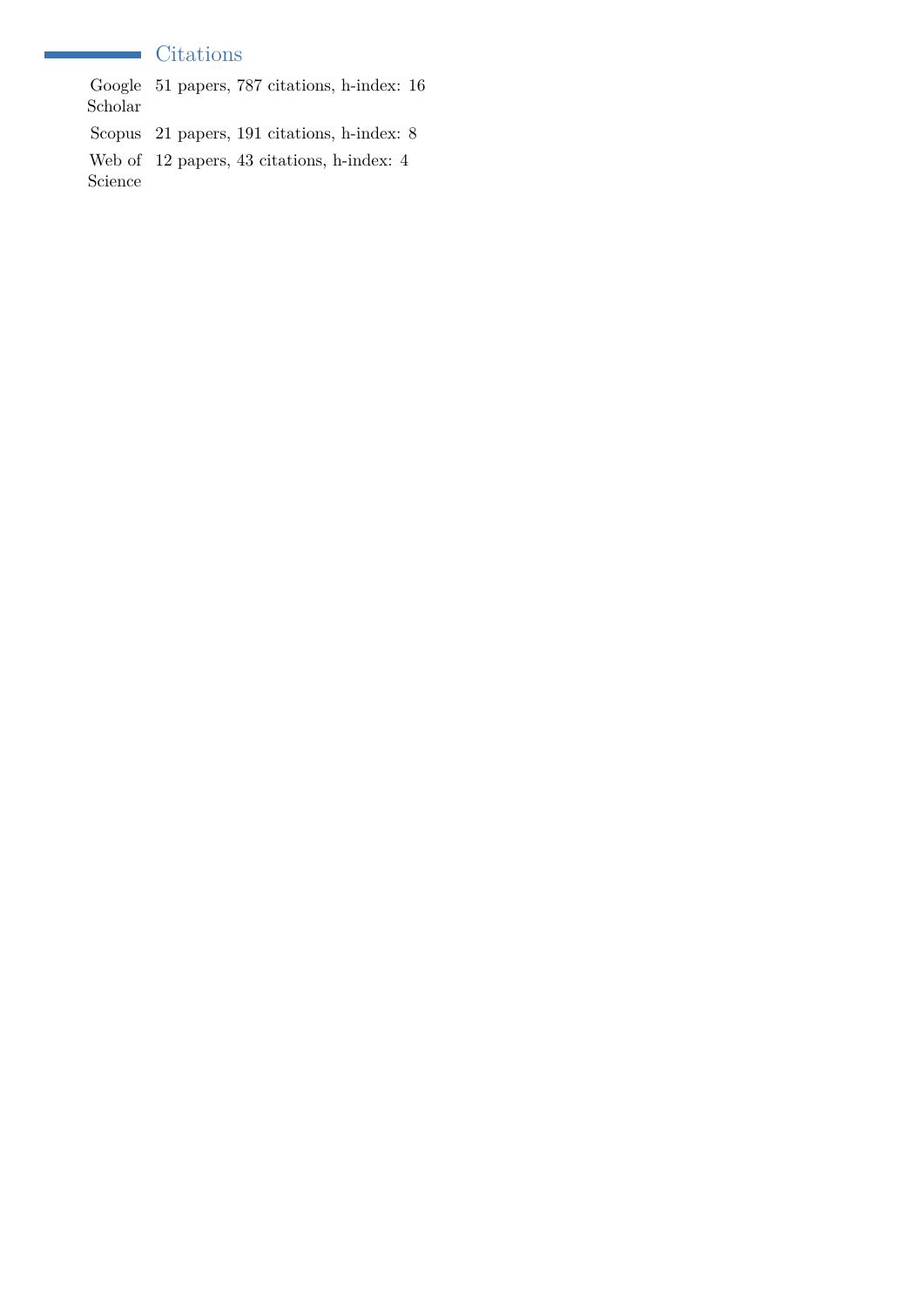## Citations

| | |
|---|---|
| Google Scholar | 51 papers, 787 citations, h-index: 16 |
| Scopus | 21 papers, 191 citations, h-index: 8 |
| Web of Science | 12 papers, 43 citations, h-index: 4 |